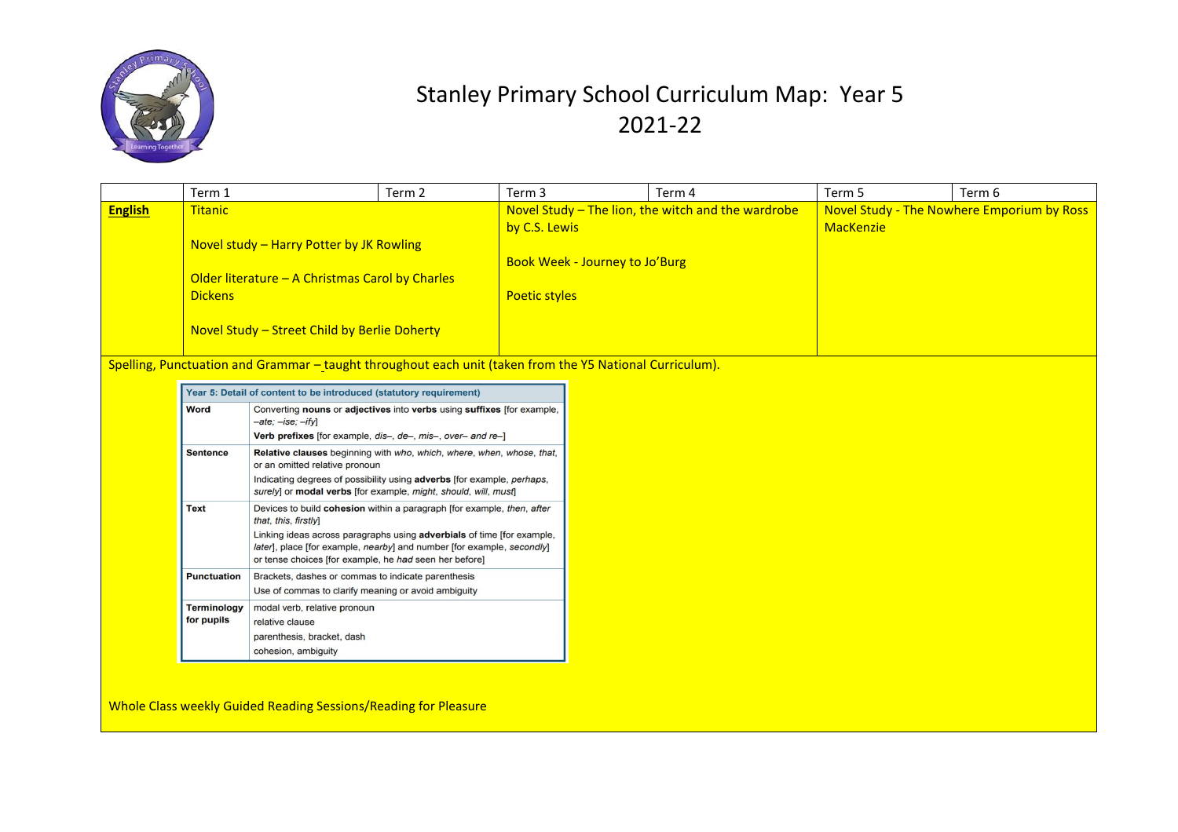# Stanley Primary School Curriculum Map: Year 5 2021-22

| | Term 1 | Term 2 | Term 3 | Term 4 | Term 5 | Term 6 |
|---|---|---|---|---|---|---|
| **English** | Titanic<br><br>Novel study – Harry Potter by JK Rowling<br><br>Older literature – A Christmas Carol by Charles Dickens<br><br>Novel Study – Street Child by Berlie Doherty | | Novel Study – The lion, the witch and the wardrobe by C.S. Lewis<br><br>Book Week - Journey to Jo'Burg<br><br>Poetic styles | | Novel Study - The Nowhere Emporium by Ross MacKenzie | |

Spelling, Punctuation and Grammar – taught throughout each unit (taken from the Y5 National Curriculum).

| Year 5: Detail of content to be introduced (statutory requirement) | |
|---|---|
| **Word** | Converting **nouns** or **adjectives** into **verbs** using **suffixes** [for example, *–ate; –ise; –ify*]<br>**Verb prefixes** [for example, *dis–, de–, mis–, over– and re–*] |
| **Sentence** | **Relative clauses** beginning with *who, which, where, when, whose, that,* or an omitted relative pronoun<br>Indicating degrees of possibility using **adverbs** [for example, *perhaps, surely*] or **modal verbs** [for example, *might, should, will, must*] |
| **Text** | Devices to build **cohesion** within a paragraph [for example, *then, after that, this, firstly*]<br>Linking ideas across paragraphs using **adverbials** of time [for example, *later*], place [for example, *nearby*] and number [for example, *secondly*] or tense choices [for example, he *had* seen her before] |
| **Punctuation** | Brackets, dashes or commas to indicate parenthesis<br>Use of commas to clarify meaning or avoid ambiguity |
| **Terminology for pupils** | modal verb, relative pronoun<br>relative clause<br>parenthesis, bracket, dash<br>cohesion, ambiguity |

Whole Class weekly Guided Reading Sessions/Reading for Pleasure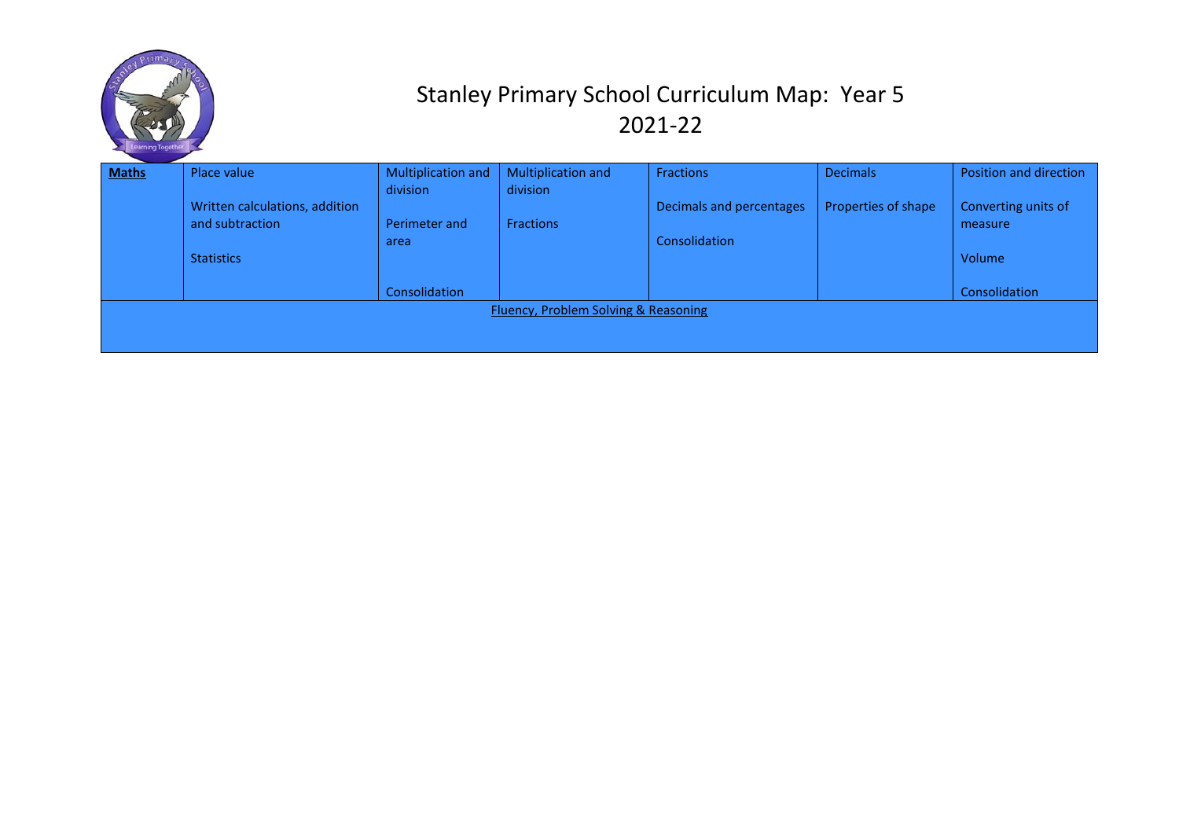# Stanley Primary School Curriculum Map: Year 5 2021-22

| **Maths** | Place value<br><br>Written calculations, addition and subtraction<br><br>Statistics | Multiplication and division<br><br>Perimeter and area<br><br>Consolidation | Multiplication and division<br><br>Fractions | Fractions<br><br>Decimals and percentages<br><br>Consolidation | Decimals<br><br>Properties of shape | Position and direction<br><br>Converting units of measure<br><br>Volume<br><br>Consolidation |
| --- | --- | --- | --- | --- | --- | --- |
| Fluency, Problem Solving & Reasoning | | | | | | |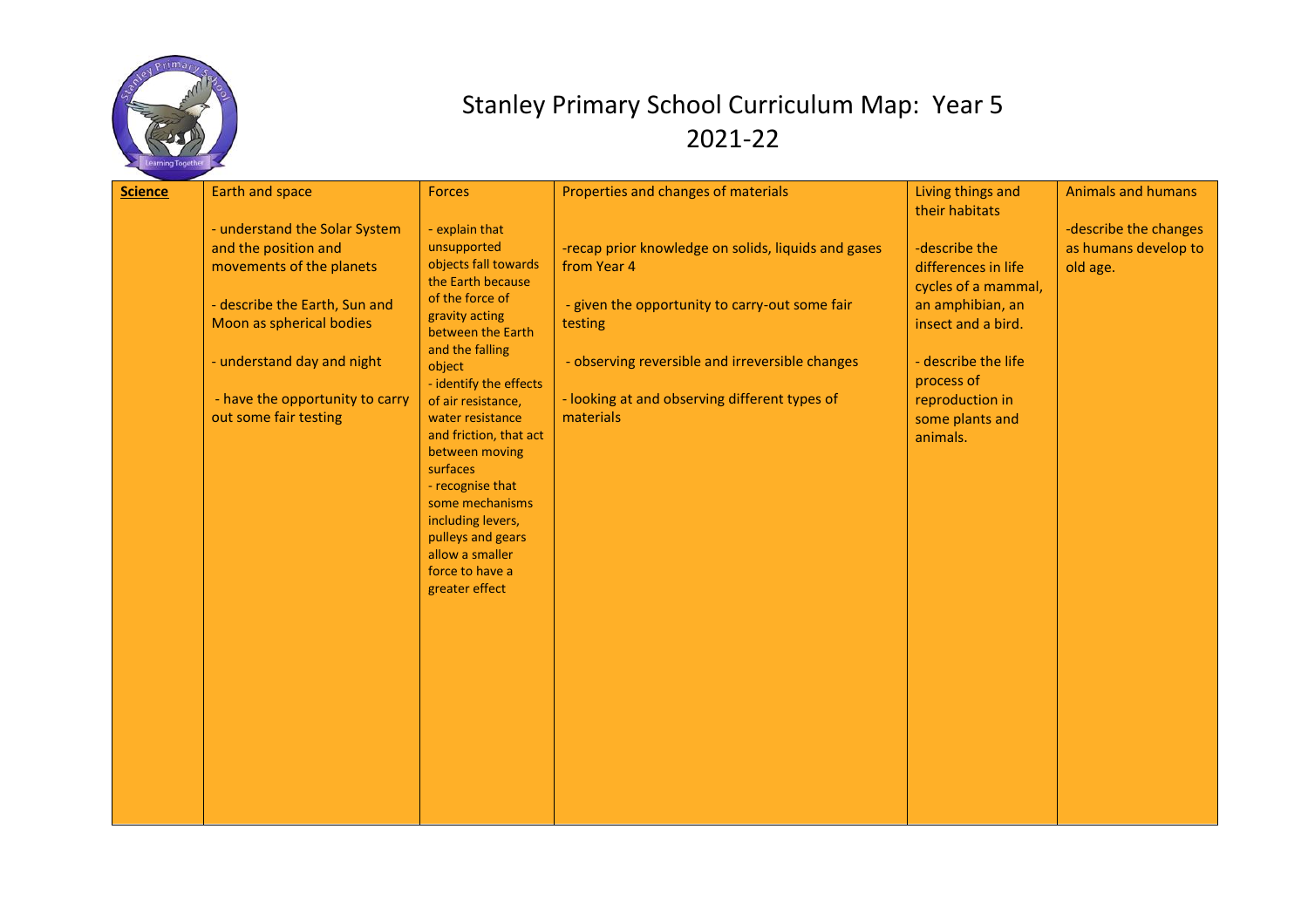# Stanley Primary School Curriculum Map: Year 5 2021-22

| **Science** | Earth and space<br><br>- understand the Solar System and the position and movements of the planets<br><br>- describe the Earth, Sun and Moon as spherical bodies<br><br>- understand day and night<br><br>- have the opportunity to carry out some fair testing | Forces<br><br>- explain that unsupported objects fall towards the Earth because of the force of gravity acting between the Earth and the falling object<br>- identify the effects of air resistance, water resistance and friction, that act between moving surfaces<br>- recognise that some mechanisms including levers, pulleys and gears allow a smaller force to have a greater effect | Properties and changes of materials<br><br>-recap prior knowledge on solids, liquids and gases from Year 4<br><br>- given the opportunity to carry-out some fair testing<br><br>- observing reversible and irreversible changes<br><br>- looking at and observing different types of materials | Living things and their habitats<br><br>-describe the differences in life cycles of a mammal, an amphibian, an insect and a bird.<br><br>- describe the life process of reproduction in some plants and animals. | Animals and humans<br><br>-describe the changes as humans develop to old age. |
|---|---|---|---|---|---|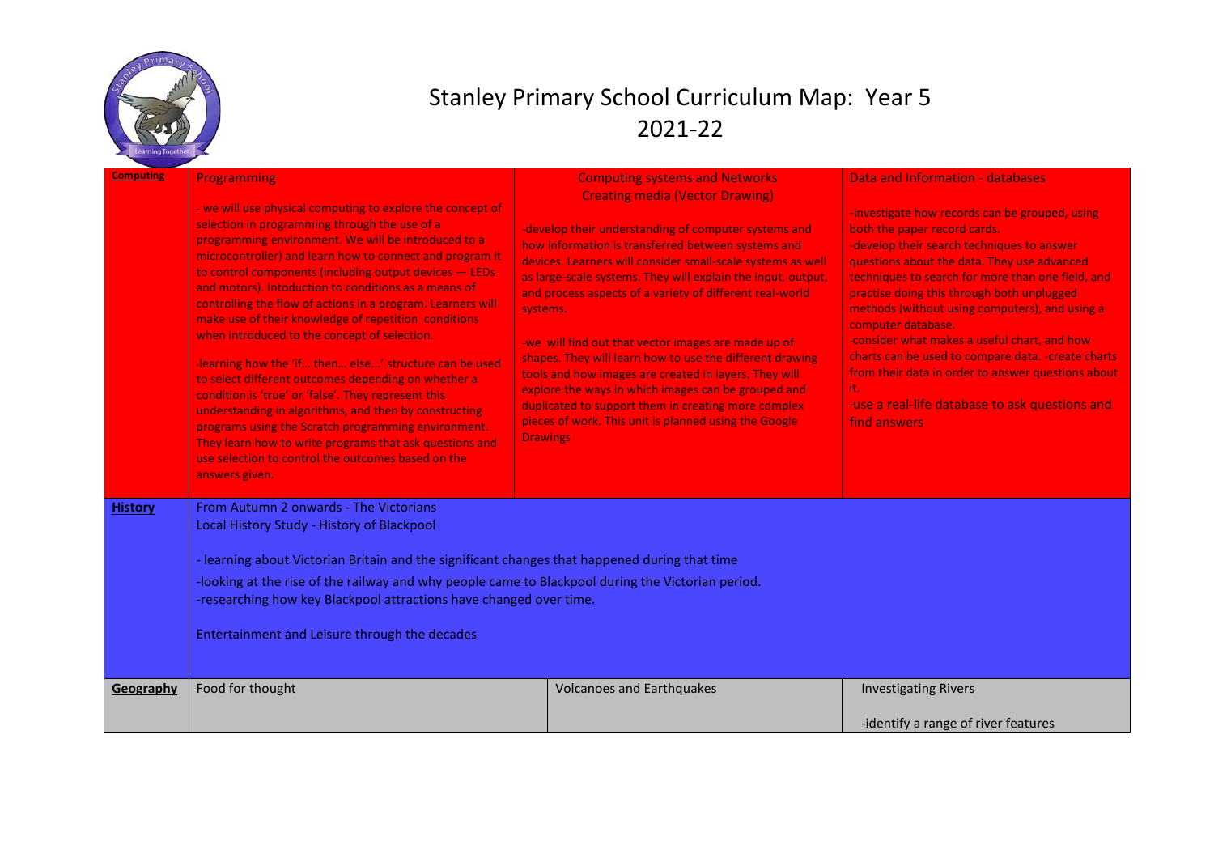# Stanley Primary School Curriculum Map: Year 5 2021-22

| | | | |
|---|---|---|---|
| **Computing** | Programming<br><br>- we will use physical computing to explore the concept of selection in programming through the use of a programming environment. We will be introduced to a microcontroller) and learn how to connect and program it to control components (including output devices — LEDs and motors). Intoduction to conditions as a means of controlling the flow of actions in a program. Learners will make use of their knowledge of repetition conditions when introduced to the concept of selection.<br><br>-learning how the 'if… then… else…' structure can be used to select different outcomes depending on whether a condition is 'true' or 'false'. They represent this understanding in algorithms, and then by constructing programs using the Scratch programming environment. They learn how to write programs that ask questions and use selection to control the outcomes based on the answers given. | Computing systems and Networks<br>Creating media (Vector Drawing)<br><br>-develop their understanding of computer systems and how information is transferred between systems and devices. Learners will consider small-scale systems as well as large-scale systems. They will explain the input, output, and process aspects of a variety of different real-world systems.<br><br>-we will find out that vector images are made up of shapes. They will learn how to use the different drawing tools and how images are created in layers. They will explore the ways in which images can be grouped and duplicated to support them in creating more complex pieces of work. This unit is planned using the Google Drawings | Data and Information - databases<br><br>-investigate how records can be grouped, using both the paper record cards.<br>-develop their search techniques to answer questions about the data. They use advanced techniques to search for more than one field, and practise doing this through both unplugged methods (without using computers), and using a computer database.<br>-consider what makes a useful chart, and how charts can be used to compare data. -create charts from their data in order to answer questions about it.<br>-use a real-life database to ask questions and find answers |
| **History** | From Autumn 2 onwards - The Victorians<br>Local History Study - History of Blackpool<br><br>- learning about Victorian Britain and the significant changes that happened during that time<br>-looking at the rise of the railway and why people came to Blackpool during the Victorian period.<br>-researching how key Blackpool attractions have changed over time.<br><br>Entertainment and Leisure through the decades | | |
| **Geography** | Food for thought | Volcanoes and Earthquakes | Investigating Rivers<br><br>-identify a range of river features |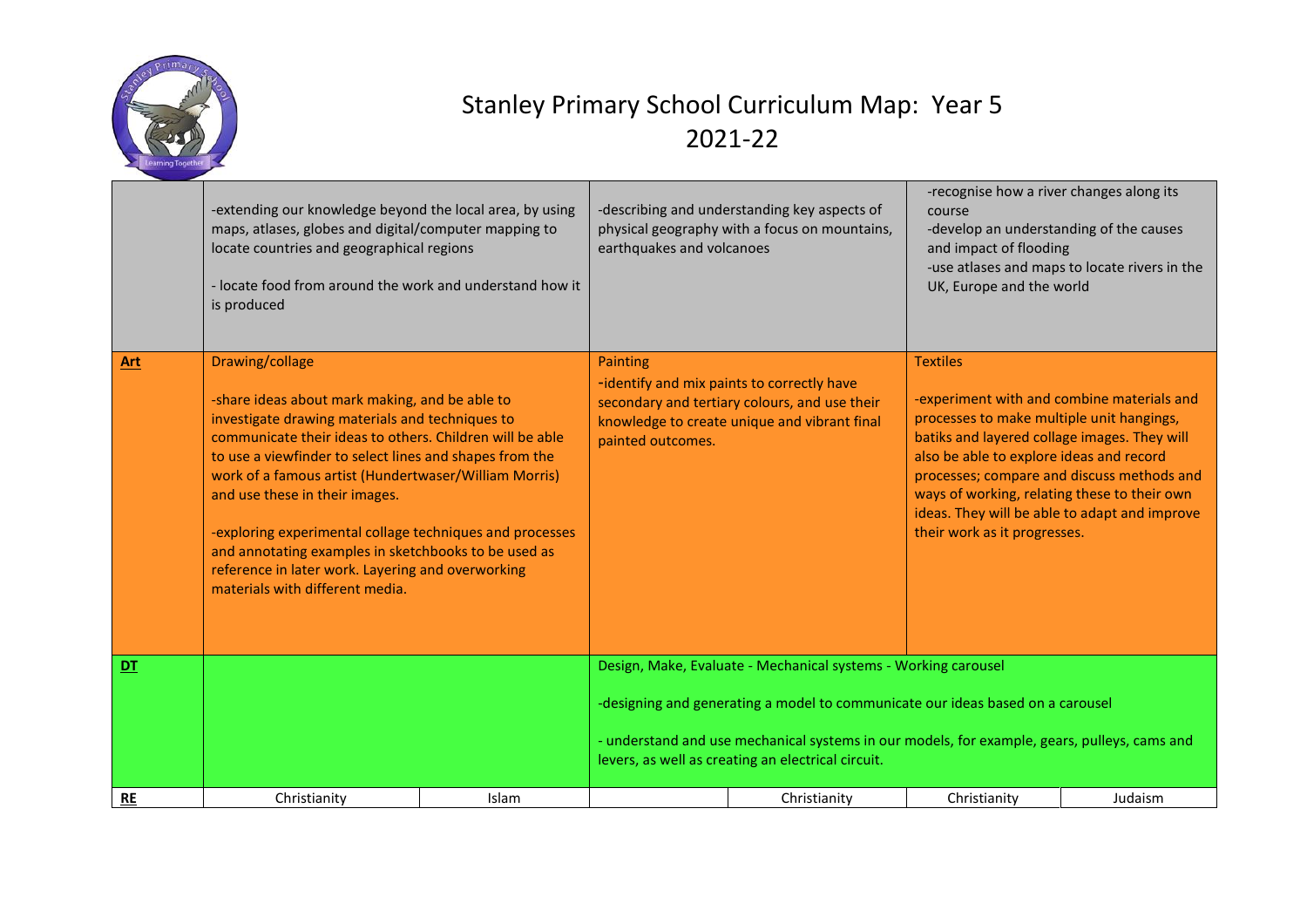# Stanley Primary School Curriculum Map: Year 5 2021-22

| | | | | | | |
|---|---|---|---|---|---|---|
| | -extending our knowledge beyond the local area, by using maps, atlases, globes and digital/computer mapping to locate countries and geographical regions<br><br>- locate food from around the work and understand how it is produced | | -describing and understanding key aspects of physical geography with a focus on mountains, earthquakes and volcanoes | | -recognise how a river changes along its course<br>-develop an understanding of the causes and impact of flooding<br>-use atlases and maps to locate rivers in the UK, Europe and the world | |
| **Art** | Drawing/collage<br><br>-share ideas about mark making, and be able to investigate drawing materials and techniques to communicate their ideas to others. Children will be able to use a viewfinder to select lines and shapes from the work of a famous artist (Hundertwaser/William Morris) and use these in their images.<br><br>-exploring experimental collage techniques and processes and annotating examples in sketchbooks to be used as reference in later work. Layering and overworking materials with different media. | | Painting<br>-identify and mix paints to correctly have secondary and tertiary colours, and use their knowledge to create unique and vibrant final painted outcomes. | | Textiles<br><br>-experiment with and combine materials and processes to make multiple unit hangings, batiks and layered collage images. They will also be able to explore ideas and record processes; compare and discuss methods and ways of working, relating these to their own ideas. They will be able to adapt and improve their work as it progresses. | |
| **DT** | | | Design, Make, Evaluate - Mechanical systems - Working carousel<br><br>-designing and generating a model to communicate our ideas based on a carousel<br><br>- understand and use mechanical systems in our models, for example, gears, pulleys, cams and levers, as well as creating an electrical circuit. | | | |
| **RE** | Christianity | Islam | | Christianity | Christianity | Judaism |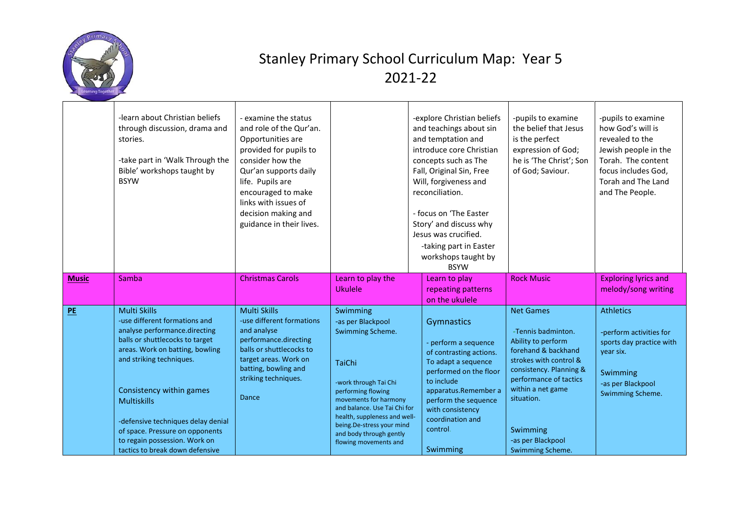# Stanley Primary School Curriculum Map: Year 5 2021-22

| | | | | | | |
|---|---|---|---|---|---|---|
| | -learn about Christian beliefs through discussion, drama and stories.<br><br>-take part in 'Walk Through the Bible' workshops taught by BSYW | - examine the status and role of the Qur'an. Opportunities are provided for pupils to consider how the Qur'an supports daily life. Pupils are encouraged to make links with issues of decision making and guidance in their lives. | | -explore Christian beliefs and teachings about sin and temptation and introduce core Christian concepts such as The Fall, Original Sin, Free Will, forgiveness and reconciliation.<br><br>- focus on 'The Easter Story' and discuss why Jesus was crucified.<br>-taking part in Easter workshops taught by BSYW | -pupils to examine the belief that Jesus is the perfect expression of God; he is 'The Christ'; Son of God; Saviour. | -pupils to examine how God's will is revealed to the Jewish people in the Torah. The content focus includes God, Torah and The Land and The People. |
| **Music** | Samba | Christmas Carols | Learn to play the Ukulele | Learn to play repeating patterns on the ukulele | Rock Music | Exploring lyrics and melody/song writing |
| **PE** | Multi Skills<br>-use different formations and analyse performance.directing balls or shuttlecocks to target areas. Work on batting, bowling and striking techniques.<br><br>Consistency within games<br>Multiskills<br><br>-defensive techniques delay denial of space. Pressure on opponents to regain possession. Work on tactics to break down defensive | Multi Skills<br>-use different formations and analyse performance.directing balls or shuttlecocks to target areas. Work on batting, bowling and striking techniques.<br><br>Dance | Swimming<br>-as per Blackpool Swimming Scheme.<br><br>TaiChi<br><br>-work through Tai Chi performing flowing movements for harmony and balance. Use Tai Chi for health, suppleness and well-being.De-stress your mind and body through gently flowing movements and | Gymnastics<br><br>- perform a sequence of contrasting actions. To adapt a sequence performed on the floor to include apparatus.Remember a perform the sequence with consistency coordination and control.<br><br>Swimming | Net Games<br><br>-Tennis badminton. Ability to perform forehand & backhand strokes with control & consistency. Planning & performance of tactics within a net game situation.<br><br>Swimming<br>-as per Blackpool Swimming Scheme. | Athletics<br><br>-perform activities for sports day practice with year six.<br><br>Swimming<br>-as per Blackpool Swimming Scheme. |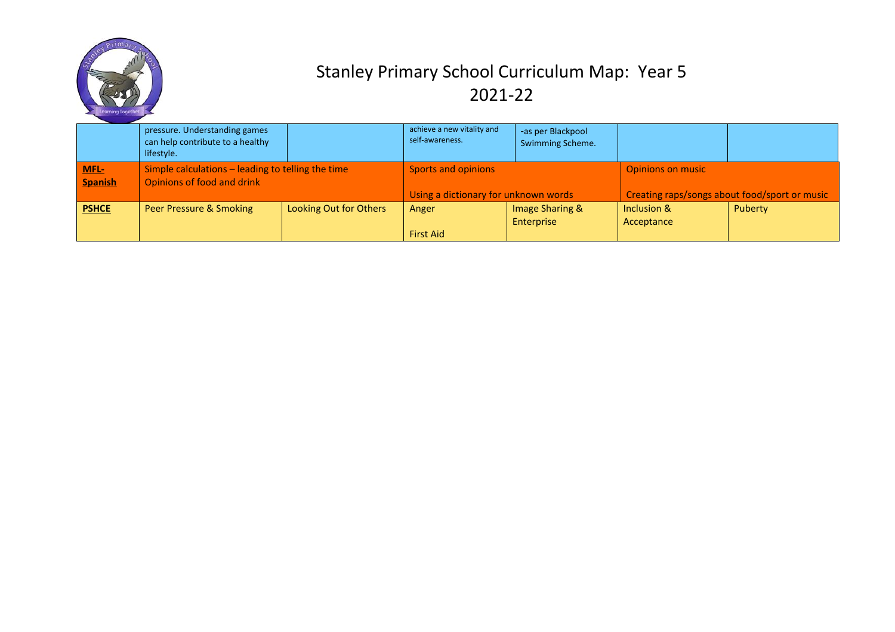# Stanley Primary School Curriculum Map: Year 5
## 2021-22

| | | | | | | |
|---|---|---|---|---|---|---|
| | pressure. Understanding games can help contribute to a healthy lifestyle. | | achieve a new vitality and self-awareness. | -as per Blackpool Swimming Scheme. | | |
| **MFL-Spanish** | Simple calculations – leading to telling the time<br>Opinions of food and drink | | Sports and opinions<br><br>Using a dictionary for unknown words | | Opinions on music<br><br>Creating raps/songs about food/sport or music | |
| **PSHCE** | Peer Pressure & Smoking | Looking Out for Others | Anger<br><br>First Aid | Image Sharing & Enterprise | Inclusion & Acceptance | Puberty |